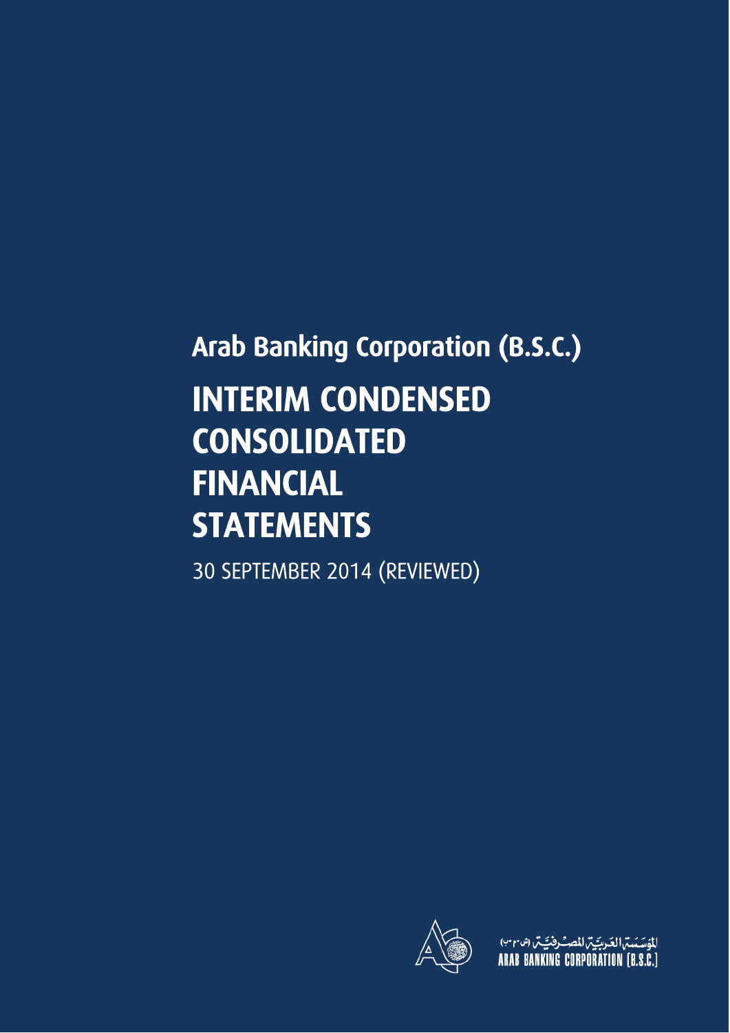# Arab Banking Corporation (B.S.C.)

# INTERIM CONDENSED CONSOLIDATED FINANCIAL STATEMENTS

30 SEPTEMBER 2014 (REVIEWED)

المؤسسة العربية المصرفية (ش.م.ب)
ARAB BANKING CORPORATION [B.S.C.]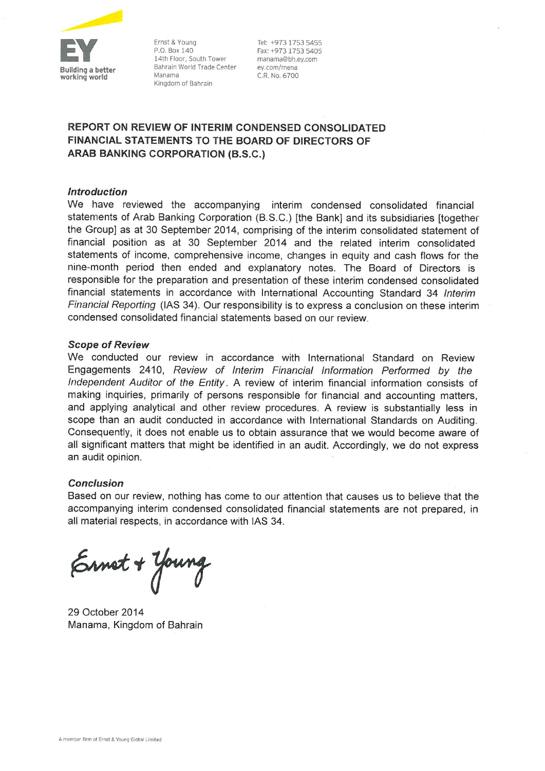Ernst & Young
P.O. Box 140
14th Floor, South Tower
Bahrain World Trade Center
Manama
Kingdom of Bahrain

Tel: +973 1753 5455
Fax: +973 1753 5405
manama@bh.ey.com
ey.com/mena
C.R. No. 6700

## REPORT ON REVIEW OF INTERIM CONDENSED CONSOLIDATED FINANCIAL STATEMENTS TO THE BOARD OF DIRECTORS OF ARAB BANKING CORPORATION (B.S.C.)

***Introduction***

We have reviewed the accompanying interim condensed consolidated financial statements of Arab Banking Corporation (B.S.C.) [the Bank] and its subsidiaries [together the Group] as at 30 September 2014, comprising of the interim consolidated statement of financial position as at 30 September 2014 and the related interim consolidated statements of income, comprehensive income, changes in equity and cash flows for the nine-month period then ended and explanatory notes. The Board of Directors is responsible for the preparation and presentation of these interim condensed consolidated financial statements in accordance with International Accounting Standard 34 *Interim Financial Reporting* (IAS 34). Our responsibility is to express a conclusion on these interim condensed consolidated financial statements based on our review.

***Scope of Review***

We conducted our review in accordance with International Standard on Review Engagements 2410, *Review of Interim Financial Information Performed by the Independent Auditor of the Entity*. A review of interim financial information consists of making inquiries, primarily of persons responsible for financial and accounting matters, and applying analytical and other review procedures. A review is substantially less in scope than an audit conducted in accordance with International Standards on Auditing. Consequently, it does not enable us to obtain assurance that we would become aware of all significant matters that might be identified in an audit. Accordingly, we do not express an audit opinion.

***Conclusion***

Based on our review, nothing has come to our attention that causes us to believe that the accompanying interim condensed consolidated financial statements are not prepared, in all material respects, in accordance with IAS 34.

Ernst + Young

29 October 2014
Manama, Kingdom of Bahrain

A member firm of Ernst & Young Global Limited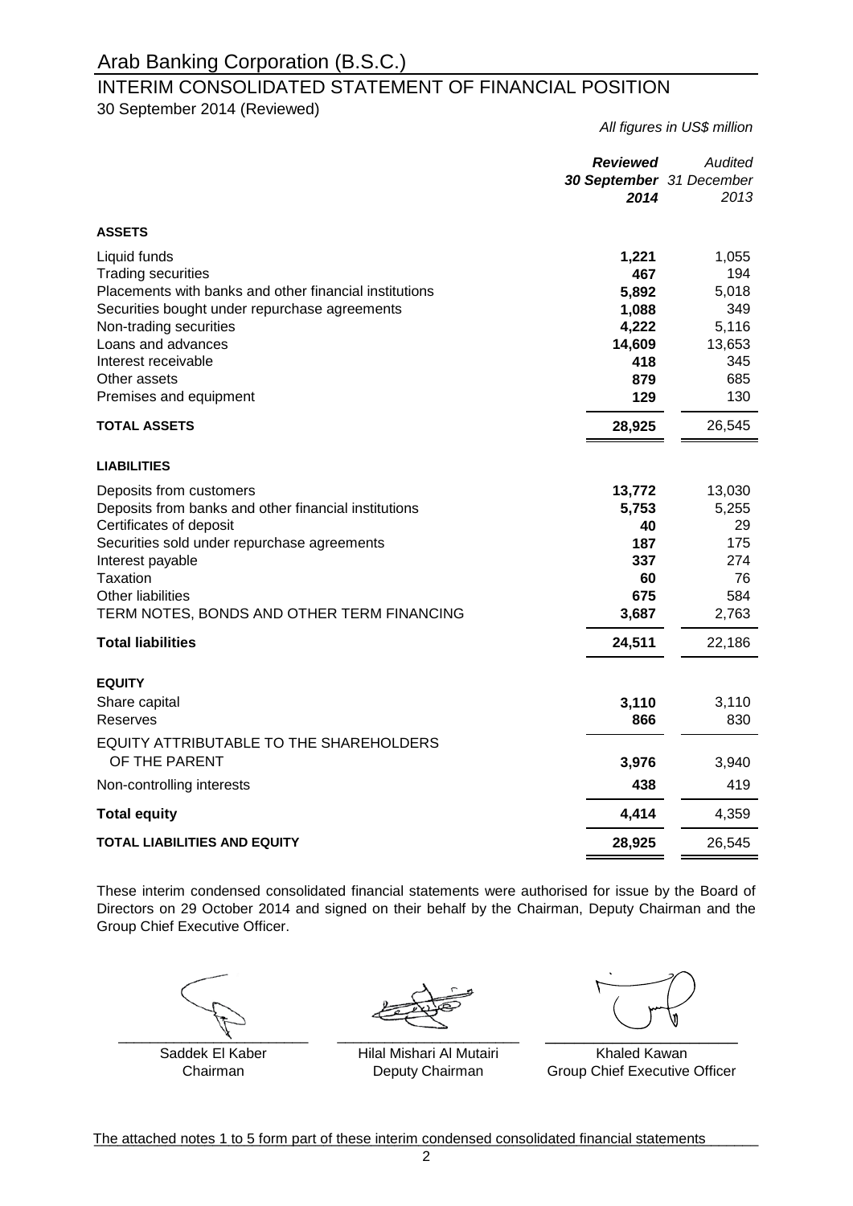# Arab Banking Corporation (B.S.C.)

## INTERIM CONSOLIDATED STATEMENT OF FINANCIAL POSITION

30 September 2014 (Reviewed)

*All figures in US$ million*

| | ***Reviewed 30 September 2014*** | *Audited 31 December 2013* |
|---|---|---|
| **ASSETS** | | |
| Liquid funds | **1,221** | 1,055 |
| Trading securities | **467** | 194 |
| Placements with banks and other financial institutions | **5,892** | 5,018 |
| Securities bought under repurchase agreements | **1,088** | 349 |
| Non-trading securities | **4,222** | 5,116 |
| Loans and advances | **14,609** | 13,653 |
| Interest receivable | **418** | 345 |
| Other assets | **879** | 685 |
| Premises and equipment | **129** | 130 |
| **TOTAL ASSETS** | **28,925** | 26,545 |
| **LIABILITIES** | | |
| Deposits from customers | **13,772** | 13,030 |
| Deposits from banks and other financial institutions | **5,753** | 5,255 |
| Certificates of deposit | **40** | 29 |
| Securities sold under repurchase agreements | **187** | 175 |
| Interest payable | **337** | 274 |
| Taxation | **60** | 76 |
| Other liabilities | **675** | 584 |
| TERM NOTES, BONDS AND OTHER TERM FINANCING | **3,687** | 2,763 |
| **Total liabilities** | **24,511** | 22,186 |
| **EQUITY** | | |
| Share capital | **3,110** | 3,110 |
| Reserves | **866** | 830 |
| EQUITY ATTRIBUTABLE TO THE SHAREHOLDERS OF THE PARENT | **3,976** | 3,940 |
| Non-controlling interests | **438** | 419 |
| **Total equity** | **4,414** | 4,359 |
| **TOTAL LIABILITIES AND EQUITY** | **28,925** | 26,545 |

These interim condensed consolidated financial statements were authorised for issue by the Board of Directors on 29 October 2014 and signed on their behalf by the Chairman, Deputy Chairman and the Group Chief Executive Officer.

| Saddek El Kaber | Hilal Mishari Al Mutairi | Khaled Kawan |
|---|---|---|
| Chairman | Deputy Chairman | Group Chief Executive Officer |

The attached notes 1 to 5 form part of these interim condensed consolidated financial statements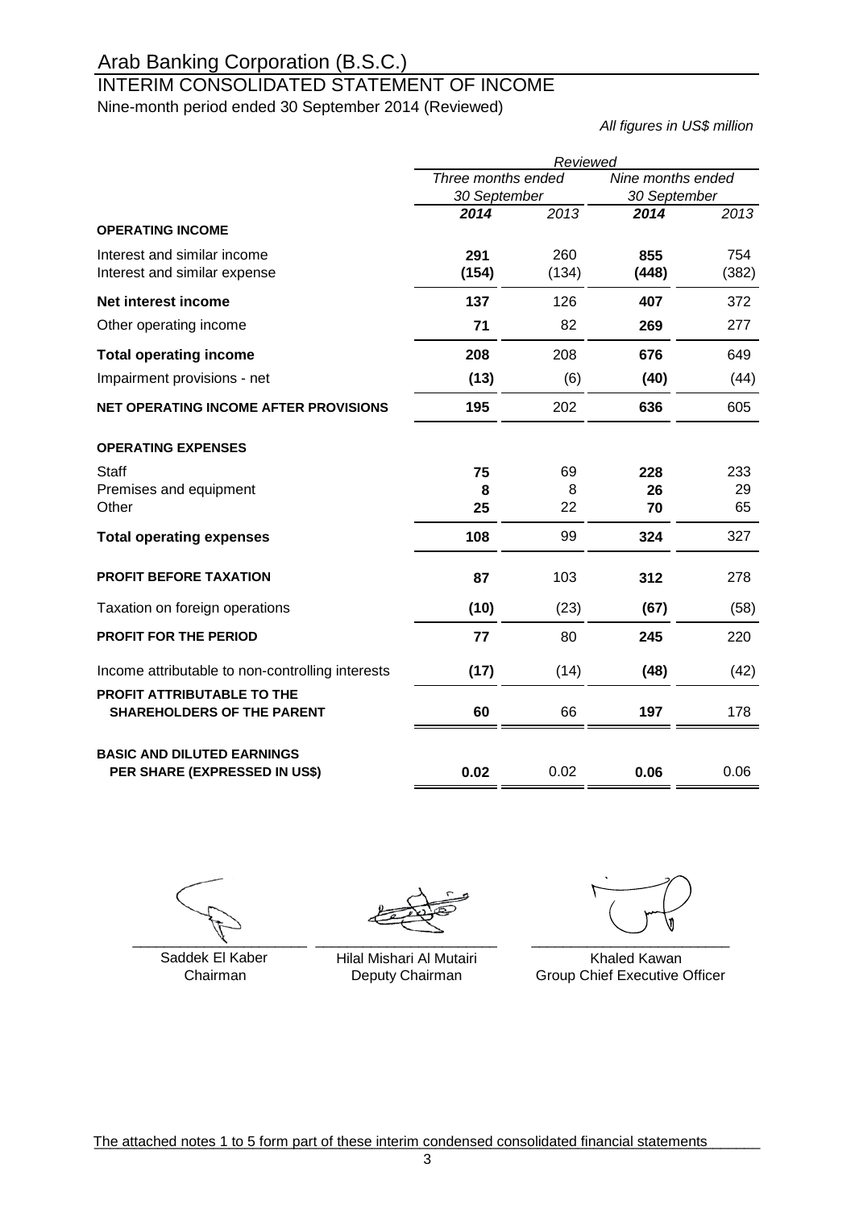# Arab Banking Corporation (B.S.C.)

## INTERIM CONSOLIDATED STATEMENT OF INCOME

Nine-month period ended 30 September 2014 (Reviewed)

*All figures in US$ million*

| | *Reviewed* | | | |
|---|---|---|---|---|
| | *Three months ended 30 September* | | *Nine months ended 30 September* | |
| | ***2014*** | *2013* | ***2014*** | *2013* |
| **OPERATING INCOME** | | | | |
| Interest and similar income | **291** | 260 | **855** | 754 |
| Interest and similar expense | **(154)** | (134) | **(448)** | (382) |
| **Net interest income** | **137** | 126 | **407** | 372 |
| Other operating income | **71** | 82 | **269** | 277 |
| **Total operating income** | **208** | 208 | **676** | 649 |
| Impairment provisions - net | **(13)** | (6) | **(40)** | (44) |
| **NET OPERATING INCOME AFTER PROVISIONS** | **195** | 202 | **636** | 605 |
| **OPERATING EXPENSES** | | | | |
| Staff | **75** | 69 | **228** | 233 |
| Premises and equipment | **8** | 8 | **26** | 29 |
| Other | **25** | 22 | **70** | 65 |
| **Total operating expenses** | **108** | 99 | **324** | 327 |
| **PROFIT BEFORE TAXATION** | **87** | 103 | **312** | 278 |
| Taxation on foreign operations | **(10)** | (23) | **(67)** | (58) |
| **PROFIT FOR THE PERIOD** | **77** | 80 | **245** | 220 |
| Income attributable to non-controlling interests | **(17)** | (14) | **(48)** | (42) |
| **PROFIT ATTRIBUTABLE TO THE SHAREHOLDERS OF THE PARENT** | **60** | 66 | **197** | 178 |
| **BASIC AND DILUTED EARNINGS PER SHARE (EXPRESSED IN US$)** | **0.02** | 0.02 | **0.06** | 0.06 |

| | | |
|---|---|---|
| Saddek El Kaber<br>Chairman | Hilal Mishari Al Mutairi<br>Deputy Chairman | Khaled Kawan<br>Group Chief Executive Officer |

The attached notes 1 to 5 form part of these interim condensed consolidated financial statements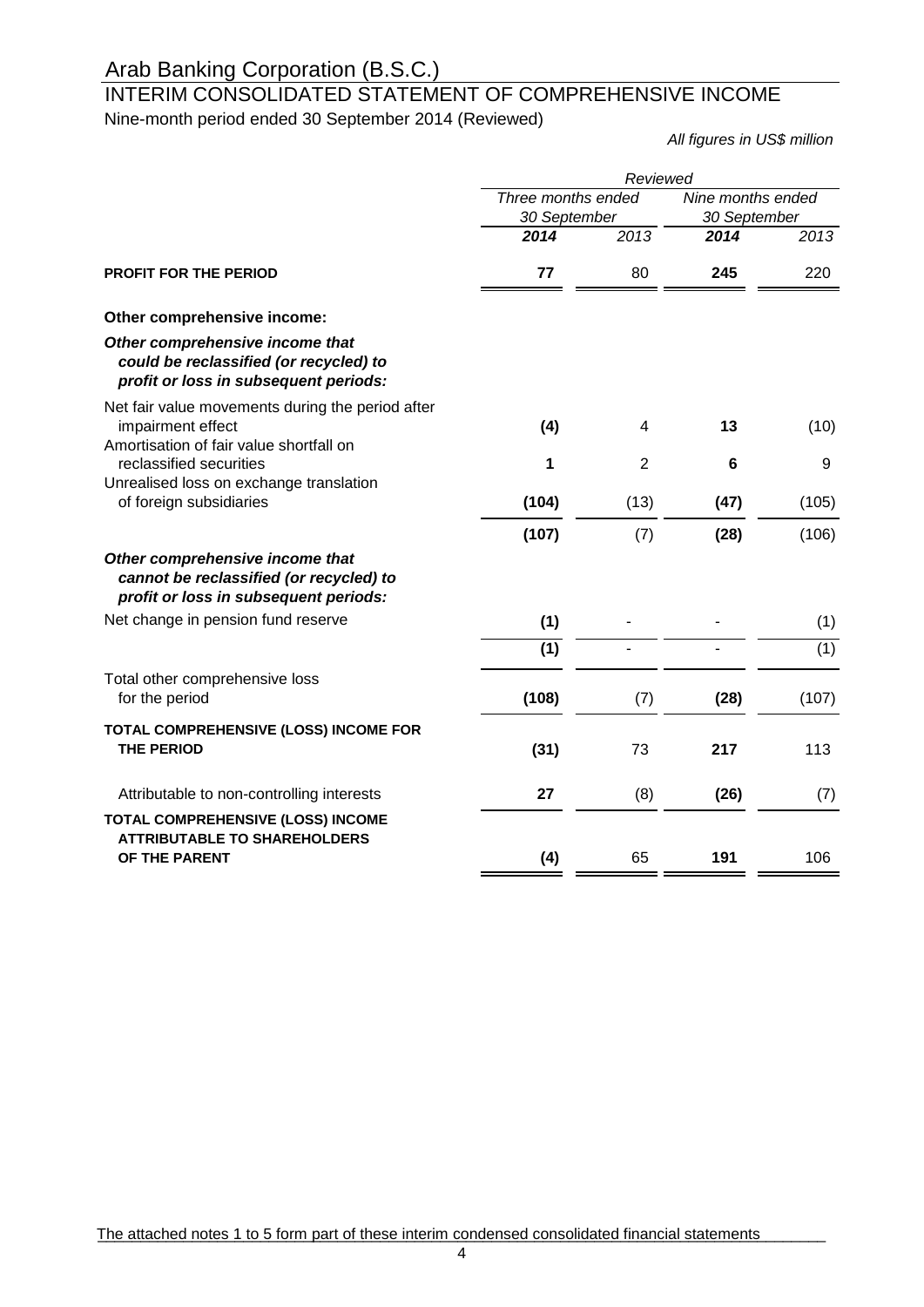# Arab Banking Corporation (B.S.C.)

## INTERIM CONSOLIDATED STATEMENT OF COMPREHENSIVE INCOME

Nine-month period ended 30 September 2014 (Reviewed)

*All figures in US$ million*

| | *Reviewed* | | | |
|---|---|---|---|---|
| | *Three months ended 30 September* | | *Nine months ended 30 September* | |
| | ***2014*** | *2013* | ***2014*** | *2013* |
| **PROFIT FOR THE PERIOD** | **77** | 80 | **245** | 220 |
| **Other comprehensive income:** | | | | |
| ***Other comprehensive income that could be reclassified (or recycled) to profit or loss in subsequent periods:*** | | | | |
| Net fair value movements during the period after impairment effect | **(4)** | 4 | **13** | (10) |
| Amortisation of fair value shortfall on reclassified securities | **1** | 2 | **6** | 9 |
| Unrealised loss on exchange translation of foreign subsidiaries | **(104)** | (13) | **(47)** | (105) |
| | **(107)** | (7) | **(28)** | (106) |
| ***Other comprehensive income that cannot be reclassified (or recycled) to profit or loss in subsequent periods:*** | | | | |
| Net change in pension fund reserve | **(1)** | - | - | (1) |
| | **(1)** | - | - | (1) |
| Total other comprehensive loss for the period | **(108)** | (7) | **(28)** | (107) |
| **TOTAL COMPREHENSIVE (LOSS) INCOME FOR THE PERIOD** | **(31)** | 73 | **217** | 113 |
| Attributable to non-controlling interests | **27** | (8) | **(26)** | (7) |
| **TOTAL COMPREHENSIVE (LOSS) INCOME ATTRIBUTABLE TO SHAREHOLDERS OF THE PARENT** | **(4)** | 65 | **191** | 106 |

The attached notes 1 to 5 form part of these interim condensed consolidated financial statements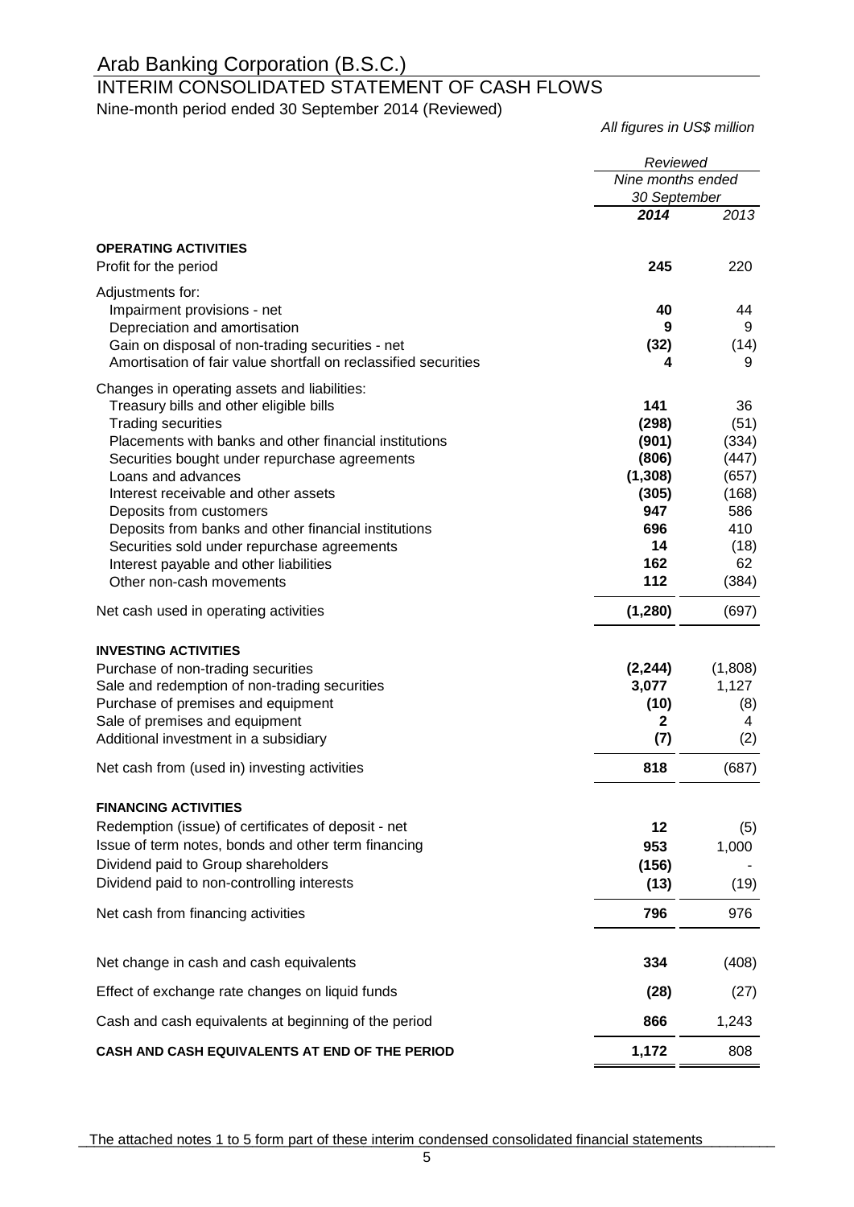# Arab Banking Corporation (B.S.C.)

## INTERIM CONSOLIDATED STATEMENT OF CASH FLOWS

Nine-month period ended 30 September 2014 (Reviewed)

*All figures in US$ million*

| | *Reviewed* | |
|---|---|---|
| | *Nine months ended 30 September* | |
| | ***2014*** | *2013* |
| **OPERATING ACTIVITIES** | | |
| Profit for the period | **245** | 220 |
| Adjustments for: | | |
| Impairment provisions - net | **40** | 44 |
| Depreciation and amortisation | **9** | 9 |
| Gain on disposal of non-trading securities - net | **(32)** | (14) |
| Amortisation of fair value shortfall on reclassified securities | **4** | 9 |
| Changes in operating assets and liabilities: | | |
| Treasury bills and other eligible bills | **141** | 36 |
| Trading securities | **(298)** | (51) |
| Placements with banks and other financial institutions | **(901)** | (334) |
| Securities bought under repurchase agreements | **(806)** | (447) |
| Loans and advances | **(1,308)** | (657) |
| Interest receivable and other assets | **(305)** | (168) |
| Deposits from customers | **947** | 586 |
| Deposits from banks and other financial institutions | **696** | 410 |
| Securities sold under repurchase agreements | **14** | (18) |
| Interest payable and other liabilities | **162** | 62 |
| Other non-cash movements | **112** | (384) |
| Net cash used in operating activities | **(1,280)** | (697) |
| **INVESTING ACTIVITIES** | | |
| Purchase of non-trading securities | **(2,244)** | (1,808) |
| Sale and redemption of non-trading securities | **3,077** | 1,127 |
| Purchase of premises and equipment | **(10)** | (8) |
| Sale of premises and equipment | **2** | 4 |
| Additional investment in a subsidiary | **(7)** | (2) |
| Net cash from (used in) investing activities | **818** | (687) |
| **FINANCING ACTIVITIES** | | |
| Redemption (issue) of certificates of deposit - net | **12** | (5) |
| Issue of term notes, bonds and other term financing | **953** | 1,000 |
| Dividend paid to Group shareholders | **(156)** | - |
| Dividend paid to non-controlling interests | **(13)** | (19) |
| Net cash from financing activities | **796** | 976 |
| Net change in cash and cash equivalents | **334** | (408) |
| Effect of exchange rate changes on liquid funds | **(28)** | (27) |
| Cash and cash equivalents at beginning of the period | **866** | 1,243 |
| **CASH AND CASH EQUIVALENTS AT END OF THE PERIOD** | **1,172** | 808 |

The attached notes 1 to 5 form part of these interim condensed consolidated financial statements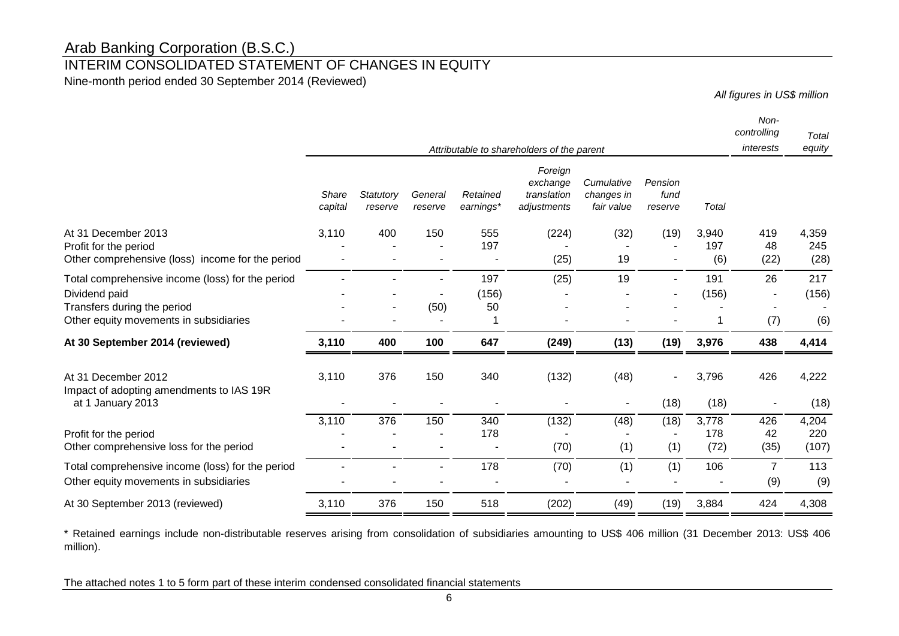# Arab Banking Corporation (B.S.C.)

## INTERIM CONSOLIDATED STATEMENT OF CHANGES IN EQUITY

Nine-month period ended 30 September 2014 (Reviewed)

*All figures in US$ million*

| | *Attributable to shareholders of the parent* | | | | | | | | *Non-controlling interests* | *Total equity* |
|---|---|---|---|---|---|---|---|---|---|---|
| | *Share capital* | *Statutory reserve* | *General reserve* | *Retained earnings\** | *Foreign exchange translation adjustments* | *Cumulative changes in fair value* | *Pension fund reserve* | *Total* | | |
| At 31 December 2013 | 3,110 | 400 | 150 | 555 | (224) | (32) | (19) | 3,940 | 419 | 4,359 |
| Profit for the period | - | - | - | 197 | - | - | - | 197 | 48 | 245 |
| Other comprehensive (loss) income for the period | - | - | - | - | (25) | 19 | - | (6) | (22) | (28) |
| Total comprehensive income (loss) for the period | - | - | - | 197 | (25) | 19 | - | 191 | 26 | 217 |
| Dividend paid | - | - | - | (156) | - | - | - | (156) | - | (156) |
| Transfers during the period | - | - | (50) | 50 | - | - | - | - | - | - |
| Other equity movements in subsidiaries | - | - | - | 1 | - | - | - | 1 | (7) | (6) |
| **At 30 September 2014 (reviewed)** | **3,110** | **400** | **100** | **647** | **(249)** | **(13)** | **(19)** | **3,976** | **438** | **4,414** |
| At 31 December 2012 | 3,110 | 376 | 150 | 340 | (132) | (48) | - | 3,796 | 426 | 4,222 |
| Impact of adopting amendments to IAS 19R at 1 January 2013 | - | - | - | - | - | - | (18) | (18) | - | (18) |
| | 3,110 | 376 | 150 | 340 | (132) | (48) | (18) | 3,778 | 426 | 4,204 |
| Profit for the period | - | - | - | 178 | - | - | - | 178 | 42 | 220 |
| Other comprehensive loss for the period | - | - | - | - | (70) | (1) | (1) | (72) | (35) | (107) |
| Total comprehensive income (loss) for the period | - | - | - | 178 | (70) | (1) | (1) | 106 | 7 | 113 |
| Other equity movements in subsidiaries | - | - | - | - | - | - | - | - | (9) | (9) |
| At 30 September 2013 (reviewed) | 3,110 | 376 | 150 | 518 | (202) | (49) | (19) | 3,884 | 424 | 4,308 |

\* Retained earnings include non-distributable reserves arising from consolidation of subsidiaries amounting to US$ 406 million (31 December 2013: US$ 406 million).

The attached notes 1 to 5 form part of these interim condensed consolidated financial statements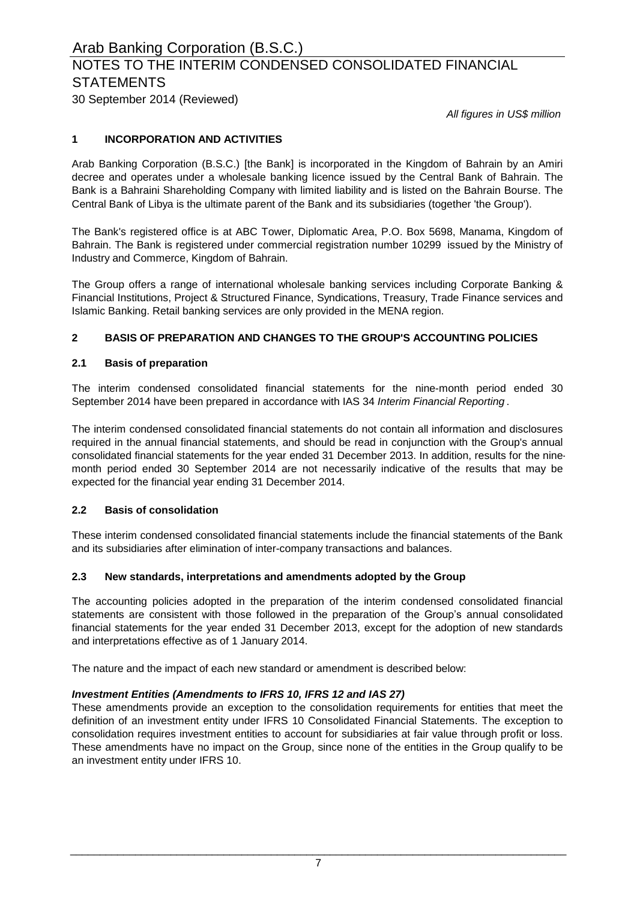# Arab Banking Corporation (B.S.C.)

## NOTES TO THE INTERIM CONDENSED CONSOLIDATED FINANCIAL STATEMENTS

30 September 2014 (Reviewed)

*All figures in US$ million*

### 1 INCORPORATION AND ACTIVITIES

Arab Banking Corporation (B.S.C.) [the Bank] is incorporated in the Kingdom of Bahrain by an Amiri decree and operates under a wholesale banking licence issued by the Central Bank of Bahrain. The Bank is a Bahraini Shareholding Company with limited liability and is listed on the Bahrain Bourse. The Central Bank of Libya is the ultimate parent of the Bank and its subsidiaries (together 'the Group').

The Bank's registered office is at ABC Tower, Diplomatic Area, P.O. Box 5698, Manama, Kingdom of Bahrain. The Bank is registered under commercial registration number 10299 issued by the Ministry of Industry and Commerce, Kingdom of Bahrain.

The Group offers a range of international wholesale banking services including Corporate Banking & Financial Institutions, Project & Structured Finance, Syndications, Treasury, Trade Finance services and Islamic Banking. Retail banking services are only provided in the MENA region.

### 2 BASIS OF PREPARATION AND CHANGES TO THE GROUP'S ACCOUNTING POLICIES

#### 2.1 Basis of preparation

The interim condensed consolidated financial statements for the nine-month period ended 30 September 2014 have been prepared in accordance with IAS 34 *Interim Financial Reporting* .

The interim condensed consolidated financial statements do not contain all information and disclosures required in the annual financial statements, and should be read in conjunction with the Group's annual consolidated financial statements for the year ended 31 December 2013. In addition, results for the nine-month period ended 30 September 2014 are not necessarily indicative of the results that may be expected for the financial year ending 31 December 2014.

#### 2.2 Basis of consolidation

These interim condensed consolidated financial statements include the financial statements of the Bank and its subsidiaries after elimination of inter-company transactions and balances.

#### 2.3 New standards, interpretations and amendments adopted by the Group

The accounting policies adopted in the preparation of the interim condensed consolidated financial statements are consistent with those followed in the preparation of the Group's annual consolidated financial statements for the year ended 31 December 2013, except for the adoption of new standards and interpretations effective as of 1 January 2014.

The nature and the impact of each new standard or amendment is described below:

***Investment Entities (Amendments to IFRS 10, IFRS 12 and IAS 27)***

These amendments provide an exception to the consolidation requirements for entities that meet the definition of an investment entity under IFRS 10 Consolidated Financial Statements. The exception to consolidation requires investment entities to account for subsidiaries at fair value through profit or loss. These amendments have no impact on the Group, since none of the entities in the Group qualify to be an investment entity under IFRS 10.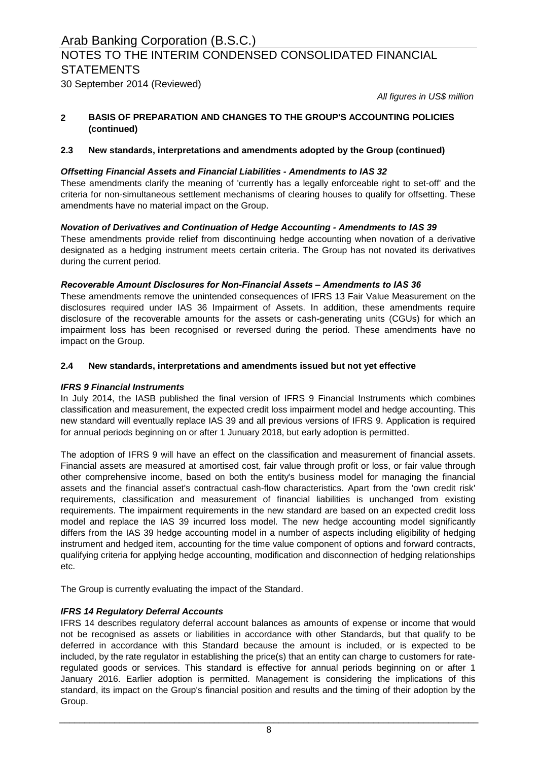## 2 BASIS OF PREPARATION AND CHANGES TO THE GROUP'S ACCOUNTING POLICIES (continued)

### 2.3 New standards, interpretations and amendments adopted by the Group (continued)

***Offsetting Financial Assets and Financial Liabilities - Amendments to IAS 32***

These amendments clarify the meaning of 'currently has a legally enforceable right to set-off' and the criteria for non-simultaneous settlement mechanisms of clearing houses to qualify for offsetting. These amendments have no material impact on the Group.

***Novation of Derivatives and Continuation of Hedge Accounting - Amendments to IAS 39***

These amendments provide relief from discontinuing hedge accounting when novation of a derivative designated as a hedging instrument meets certain criteria. The Group has not novated its derivatives during the current period.

***Recoverable Amount Disclosures for Non-Financial Assets – Amendments to IAS 36***

These amendments remove the unintended consequences of IFRS 13 Fair Value Measurement on the disclosures required under IAS 36 Impairment of Assets. In addition, these amendments require disclosure of the recoverable amounts for the assets or cash-generating units (CGUs) for which an impairment loss has been recognised or reversed during the period. These amendments have no impact on the Group.

### 2.4 New standards, interpretations and amendments issued but not yet effective

***IFRS 9 Financial Instruments***

In July 2014, the IASB published the final version of IFRS 9 Financial Instruments which combines classification and measurement, the expected credit loss impairment model and hedge accounting. This new standard will eventually replace IAS 39 and all previous versions of IFRS 9. Application is required for annual periods beginning on or after 1 January 2018, but early adoption is permitted.

The adoption of IFRS 9 will have an effect on the classification and measurement of financial assets. Financial assets are measured at amortised cost, fair value through profit or loss, or fair value through other comprehensive income, based on both the entity's business model for managing the financial assets and the financial asset's contractual cash-flow characteristics. Apart from the 'own credit risk' requirements, classification and measurement of financial liabilities is unchanged from existing requirements. The impairment requirements in the new standard are based on an expected credit loss model and replace the IAS 39 incurred loss model. The new hedge accounting model significantly differs from the IAS 39 hedge accounting model in a number of aspects including eligibility of hedging instrument and hedged item, accounting for the time value component of options and forward contracts, qualifying criteria for applying hedge accounting, modification and disconnection of hedging relationships etc.

The Group is currently evaluating the impact of the Standard.

***IFRS 14 Regulatory Deferral Accounts***

IFRS 14 describes regulatory deferral account balances as amounts of expense or income that would not be recognised as assets or liabilities in accordance with other Standards, but that qualify to be deferred in accordance with this Standard because the amount is included, or is expected to be included, by the rate regulator in establishing the price(s) that an entity can charge to customers for rate-regulated goods or services. This standard is effective for annual periods beginning on or after 1 January 2016. Earlier adoption is permitted. Management is considering the implications of this standard, its impact on the Group's financial position and results and the timing of their adoption by the Group.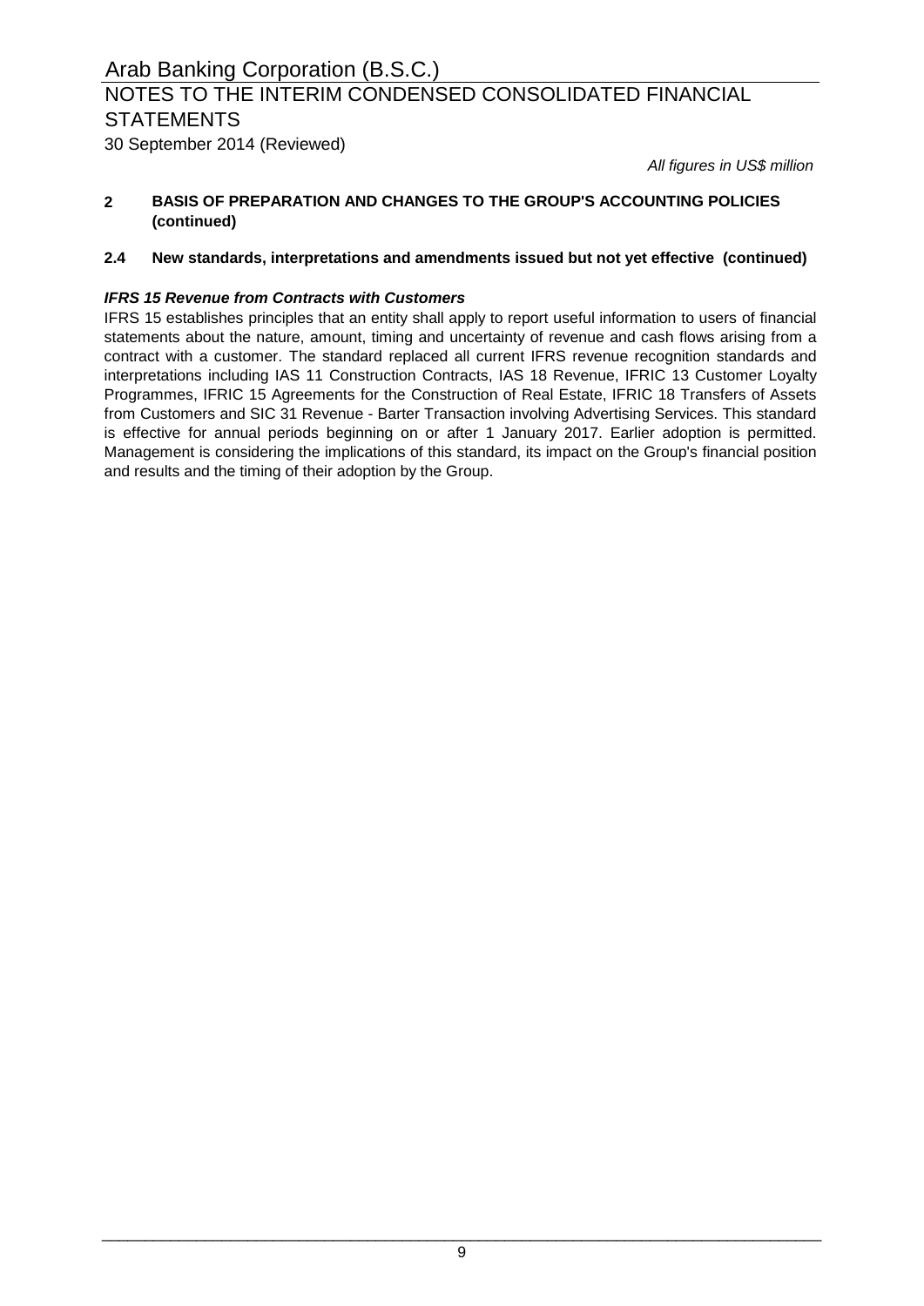## 2 BASIS OF PREPARATION AND CHANGES TO THE GROUP'S ACCOUNTING POLICIES (continued)

### 2.4 New standards, interpretations and amendments issued but not yet effective (continued)

***IFRS 15 Revenue from Contracts with Customers***

IFRS 15 establishes principles that an entity shall apply to report useful information to users of financial statements about the nature, amount, timing and uncertainty of revenue and cash flows arising from a contract with a customer. The standard replaced all current IFRS revenue recognition standards and interpretations including IAS 11 Construction Contracts, IAS 18 Revenue, IFRIC 13 Customer Loyalty Programmes, IFRIC 15 Agreements for the Construction of Real Estate, IFRIC 18 Transfers of Assets from Customers and SIC 31 Revenue - Barter Transaction involving Advertising Services. This standard is effective for annual periods beginning on or after 1 January 2017. Earlier adoption is permitted. Management is considering the implications of this standard, its impact on the Group's financial position and results and the timing of their adoption by the Group.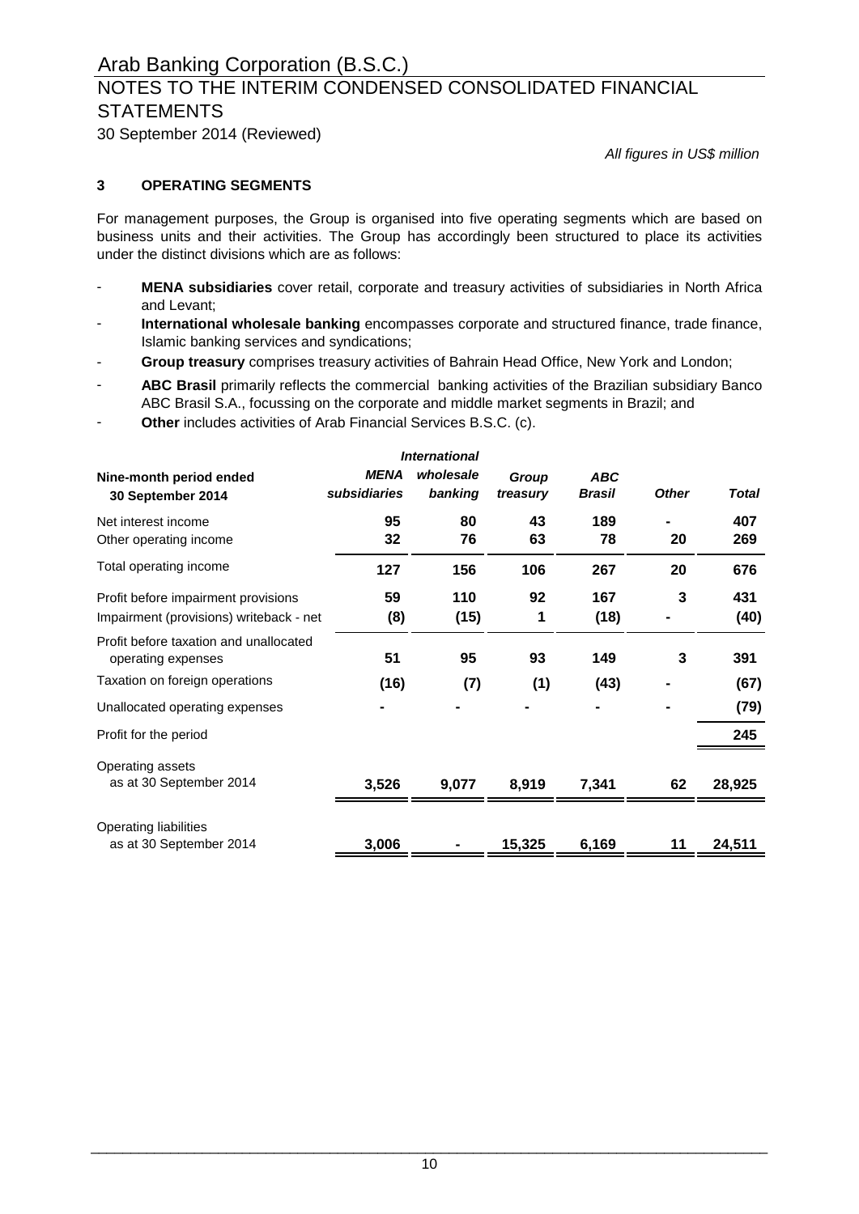# Arab Banking Corporation (B.S.C.)

## NOTES TO THE INTERIM CONDENSED CONSOLIDATED FINANCIAL STATEMENTS

30 September 2014 (Reviewed)

*All figures in US$ million*

### 3 OPERATING SEGMENTS

For management purposes, the Group is organised into five operating segments which are based on business units and their activities. The Group has accordingly been structured to place its activities under the distinct divisions which are as follows:

- **MENA subsidiaries** cover retail, corporate and treasury activities of subsidiaries in North Africa and Levant;
- **International wholesale banking** encompasses corporate and structured finance, trade finance, Islamic banking services and syndications;
- **Group treasury** comprises treasury activities of Bahrain Head Office, New York and London;
- **ABC Brasil** primarily reflects the commercial banking activities of the Brazilian subsidiary Banco ABC Brasil S.A., focussing on the corporate and middle market segments in Brazil; and
- **Other** includes activities of Arab Financial Services B.S.C. (c).

| Nine-month period ended 30 September 2014 | *MENA subsidiaries* | *International wholesale banking* | *Group treasury* | *ABC Brasil* | *Other* | *Total* |
|---|---|---|---|---|---|---|
| Net interest income | 95 | 80 | 43 | 189 | - | 407 |
| Other operating income | 32 | 76 | 63 | 78 | 20 | 269 |
| Total operating income | 127 | 156 | 106 | 267 | 20 | 676 |
| Profit before impairment provisions | 59 | 110 | 92 | 167 | 3 | 431 |
| Impairment (provisions) writeback - net | (8) | (15) | 1 | (18) | - | (40) |
| Profit before taxation and unallocated operating expenses | 51 | 95 | 93 | 149 | 3 | 391 |
| Taxation on foreign operations | (16) | (7) | (1) | (43) | - | (67) |
| Unallocated operating expenses | - | - | - | - | - | (79) |
| Profit for the period | | | | | | 245 |
| Operating assets as at 30 September 2014 | 3,526 | 9,077 | 8,919 | 7,341 | 62 | 28,925 |
| Operating liabilities as at 30 September 2014 | 3,006 | - | 15,325 | 6,169 | 11 | 24,511 |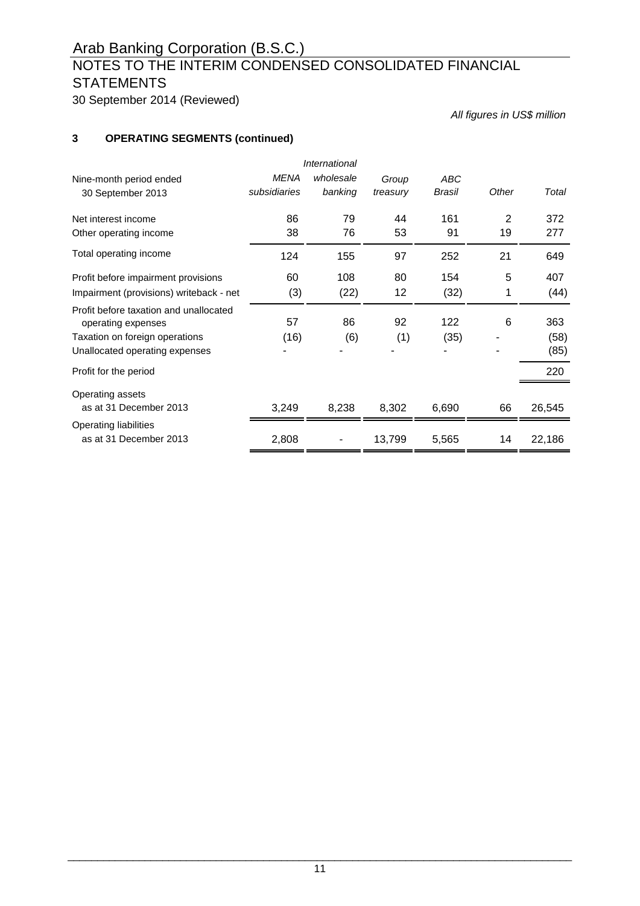# Arab Banking Corporation (B.S.C.)

## NOTES TO THE INTERIM CONDENSED CONSOLIDATED FINANCIAL STATEMENTS

30 September 2014 (Reviewed)

*All figures in US$ million*

### 3 OPERATING SEGMENTS (continued)

| Nine-month period ended 30 September 2013 | *MENA subsidiaries* | *International wholesale banking* | *Group treasury* | *ABC Brasil* | *Other* | *Total* |
|---|---|---|---|---|---|---|
| Net interest income | 86 | 79 | 44 | 161 | 2 | 372 |
| Other operating income | 38 | 76 | 53 | 91 | 19 | 277 |
| Total operating income | 124 | 155 | 97 | 252 | 21 | 649 |
| Profit before impairment provisions | 60 | 108 | 80 | 154 | 5 | 407 |
| Impairment (provisions) writeback - net | (3) | (22) | 12 | (32) | 1 | (44) |
| Profit before taxation and unallocated operating expenses | 57 | 86 | 92 | 122 | 6 | 363 |
| Taxation on foreign operations | (16) | (6) | (1) | (35) | - | (58) |
| Unallocated operating expenses | - | - | - | - | - | (85) |
| Profit for the period | | | | | | 220 |
| Operating assets as at 31 December 2013 | 3,249 | 8,238 | 8,302 | 6,690 | 66 | 26,545 |
| Operating liabilities as at 31 December 2013 | 2,808 | - | 13,799 | 5,565 | 14 | 22,186 |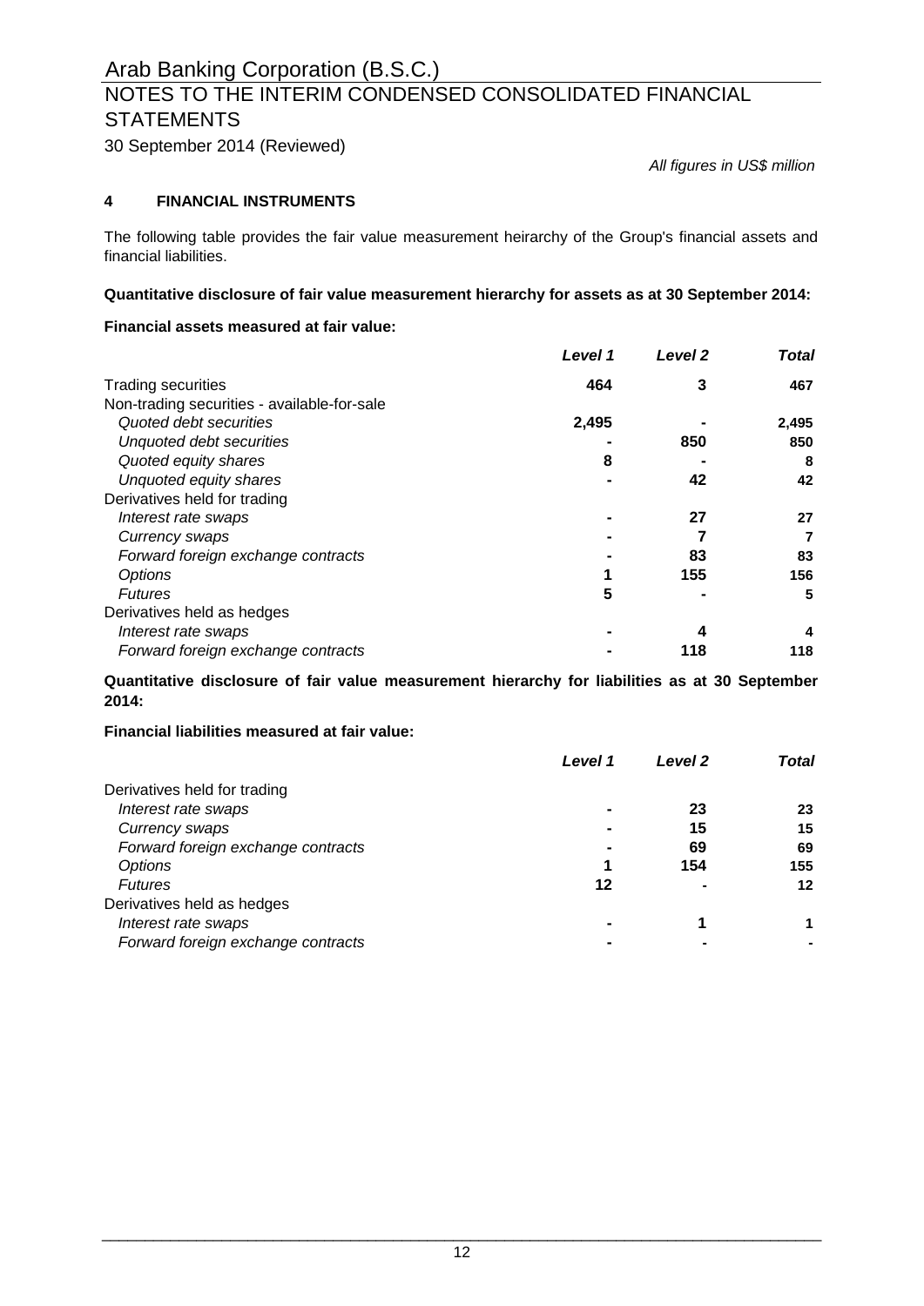Arab Banking Corporation (B.S.C.)

# NOTES TO THE INTERIM CONDENSED CONSOLIDATED FINANCIAL STATEMENTS

30 September 2014 (Reviewed)

*All figures in US$ million*

## 4 FINANCIAL INSTRUMENTS

The following table provides the fair value measurement heirarchy of the Group's financial assets and financial liabilities.

**Quantitative disclosure of fair value measurement hierarchy for assets as at 30 September 2014:**

**Financial assets measured at fair value:**

| | *Level 1* | *Level 2* | *Total* |
|---|---|---|---|
| Trading securities | 464 | 3 | 467 |
| Non-trading securities - available-for-sale | | | |
| *Quoted debt securities* | 2,495 | - | 2,495 |
| *Unquoted debt securities* | - | 850 | 850 |
| *Quoted equity shares* | 8 | - | 8 |
| *Unquoted equity shares* | - | 42 | 42 |
| Derivatives held for trading | | | |
| *Interest rate swaps* | - | 27 | 27 |
| *Currency swaps* | - | 7 | 7 |
| *Forward foreign exchange contracts* | - | 83 | 83 |
| *Options* | 1 | 155 | 156 |
| *Futures* | 5 | - | 5 |
| Derivatives held as hedges | | | |
| *Interest rate swaps* | - | 4 | 4 |
| *Forward foreign exchange contracts* | - | 118 | 118 |

**Quantitative disclosure of fair value measurement hierarchy for liabilities as at 30 September 2014:**

**Financial liabilities measured at fair value:**

| | *Level 1* | *Level 2* | *Total* |
|---|---|---|---|
| Derivatives held for trading | | | |
| *Interest rate swaps* | - | 23 | 23 |
| *Currency swaps* | - | 15 | 15 |
| *Forward foreign exchange contracts* | - | 69 | 69 |
| *Options* | 1 | 154 | 155 |
| *Futures* | 12 | - | 12 |
| Derivatives held as hedges | | | |
| *Interest rate swaps* | - | 1 | 1 |
| *Forward foreign exchange contracts* | - | - | - |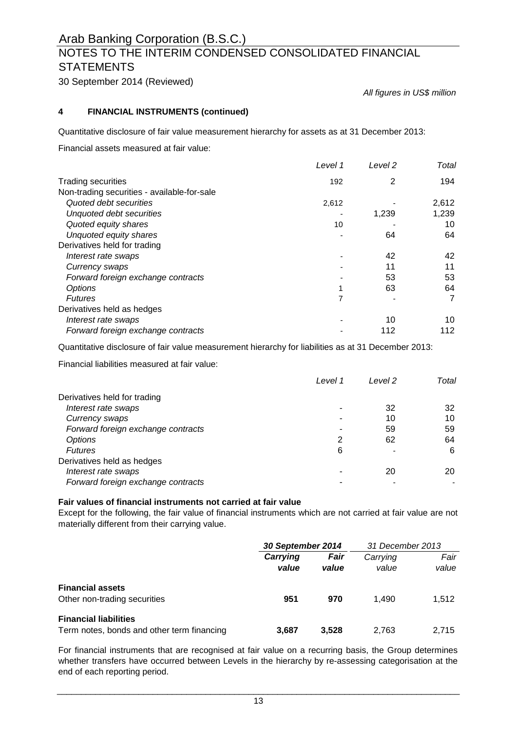All figures in US$ million

## 4 FINANCIAL INSTRUMENTS (continued)

Quantitative disclosure of fair value measurement hierarchy for assets as at 31 December 2013:

Financial assets measured at fair value:

| | *Level 1* | *Level 2* | *Total* |
|---|---|---|---|
| Trading securities | 192 | 2 | 194 |
| Non-trading securities - available-for-sale | | | |
| *Quoted debt securities* | 2,612 | - | 2,612 |
| *Unquoted debt securities* | - | 1,239 | 1,239 |
| *Quoted equity shares* | 10 | - | 10 |
| *Unquoted equity shares* | - | 64 | 64 |
| Derivatives held for trading | | | |
| *Interest rate swaps* | - | 42 | 42 |
| *Currency swaps* | - | 11 | 11 |
| *Forward foreign exchange contracts* | - | 53 | 53 |
| *Options* | 1 | 63 | 64 |
| *Futures* | 7 | - | 7 |
| Derivatives held as hedges | | | |
| *Interest rate swaps* | - | 10 | 10 |
| *Forward foreign exchange contracts* | - | 112 | 112 |

Quantitative disclosure of fair value measurement hierarchy for liabilities as at 31 December 2013:

Financial liabilities measured at fair value:

| | *Level 1* | *Level 2* | *Total* |
|---|---|---|---|
| Derivatives held for trading | | | |
| *Interest rate swaps* | - | 32 | 32 |
| *Currency swaps* | - | 10 | 10 |
| *Forward foreign exchange contracts* | - | 59 | 59 |
| *Options* | 2 | 62 | 64 |
| *Futures* | 6 | - | 6 |
| Derivatives held as hedges | | | |
| *Interest rate swaps* | - | 20 | 20 |
| *Forward foreign exchange contracts* | - | - | - |

**Fair values of financial instruments not carried at fair value**

Except for the following, the fair value of financial instruments which are not carried at fair value are not materially different from their carrying value.

| | ***30 September 2014*** | | *31 December 2013* | |
|---|---|---|---|---|
| | ***Carrying value*** | ***Fair value*** | *Carrying value* | *Fair value* |
| **Financial assets** | | | | |
| Other non-trading securities | **951** | **970** | 1,490 | 1,512 |
| **Financial liabilities** | | | | |
| Term notes, bonds and other term financing | **3,687** | **3,528** | 2,763 | 2,715 |

For financial instruments that are recognised at fair value on a recurring basis, the Group determines whether transfers have occurred between Levels in the hierarchy by re-assessing categorisation at the end of each reporting period.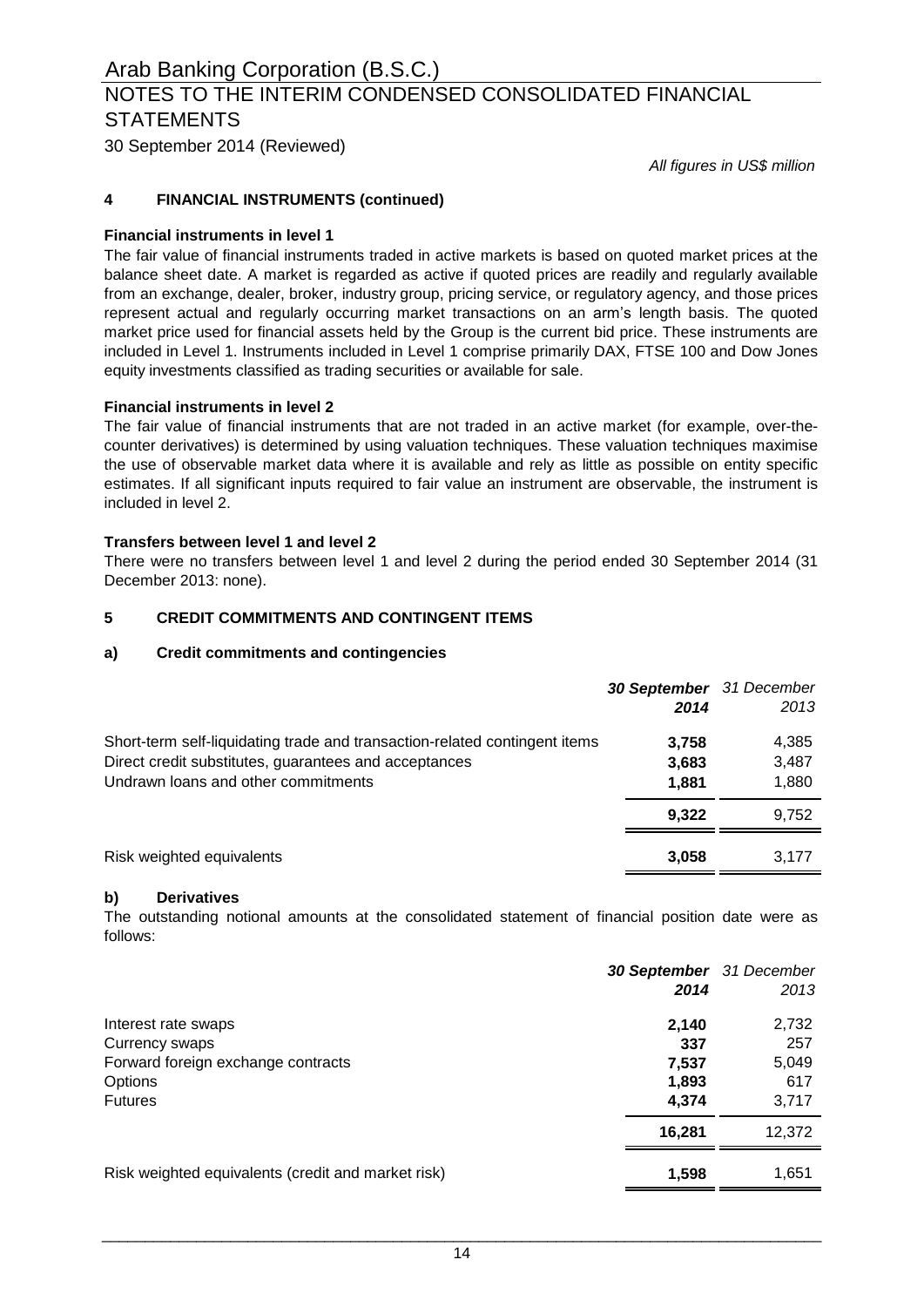*All figures in US$ million*

## 4 FINANCIAL INSTRUMENTS (continued)

**Financial instruments in level 1**

The fair value of financial instruments traded in active markets is based on quoted market prices at the balance sheet date. A market is regarded as active if quoted prices are readily and regularly available from an exchange, dealer, broker, industry group, pricing service, or regulatory agency, and those prices represent actual and regularly occurring market transactions on an arm's length basis. The quoted market price used for financial assets held by the Group is the current bid price. These instruments are included in Level 1. Instruments included in Level 1 comprise primarily DAX, FTSE 100 and Dow Jones equity investments classified as trading securities or available for sale.

**Financial instruments in level 2**

The fair value of financial instruments that are not traded in an active market (for example, over-the-counter derivatives) is determined by using valuation techniques. These valuation techniques maximise the use of observable market data where it is available and rely as little as possible on entity specific estimates. If all significant inputs required to fair value an instrument are observable, the instrument is included in level 2.

**Transfers between level 1 and level 2**

There were no transfers between level 1 and level 2 during the period ended 30 September 2014 (31 December 2013: none).

## 5 CREDIT COMMITMENTS AND CONTINGENT ITEMS

### a) Credit commitments and contingencies

| | ***30 September 2014*** | *31 December 2013* |
|---|---|---|
| Short-term self-liquidating trade and transaction-related contingent items | **3,758** | 4,385 |
| Direct credit substitutes, guarantees and acceptances | **3,683** | 3,487 |
| Undrawn loans and other commitments | **1,881** | 1,880 |
| | **9,322** | 9,752 |
| Risk weighted equivalents | **3,058** | 3,177 |

### b) Derivatives

The outstanding notional amounts at the consolidated statement of financial position date were as follows:

| | ***30 September 2014*** | *31 December 2013* |
|---|---|---|
| Interest rate swaps | **2,140** | 2,732 |
| Currency swaps | **337** | 257 |
| Forward foreign exchange contracts | **7,537** | 5,049 |
| Options | **1,893** | 617 |
| Futures | **4,374** | 3,717 |
| | **16,281** | 12,372 |
| Risk weighted equivalents (credit and market risk) | **1,598** | 1,651 |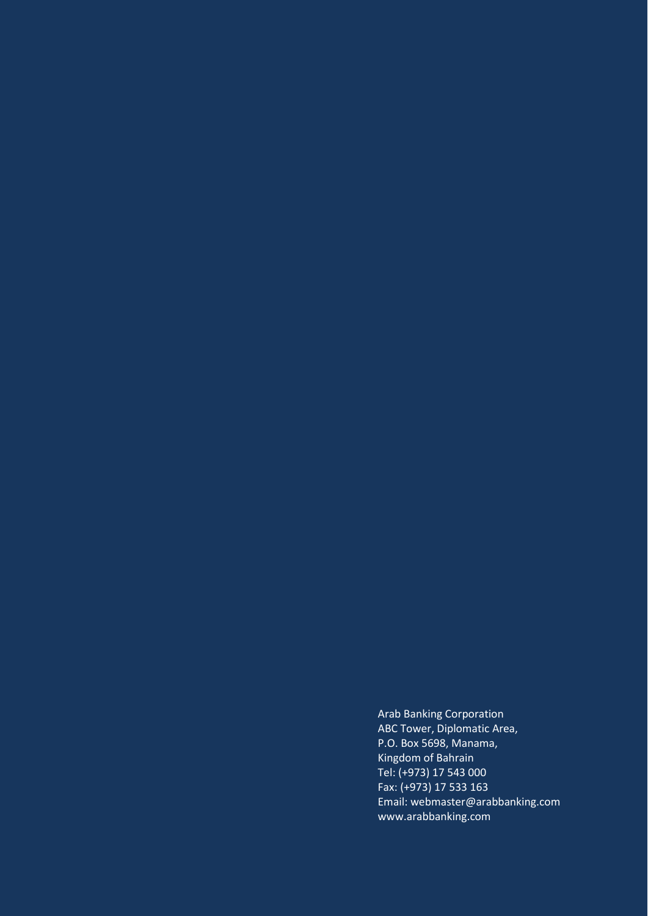Arab Banking Corporation
ABC Tower, Diplomatic Area,
P.O. Box 5698, Manama,
Kingdom of Bahrain
Tel: (+973) 17 543 000
Fax: (+973) 17 533 163
Email: webmaster@arabbanking.com
www.arabbanking.com